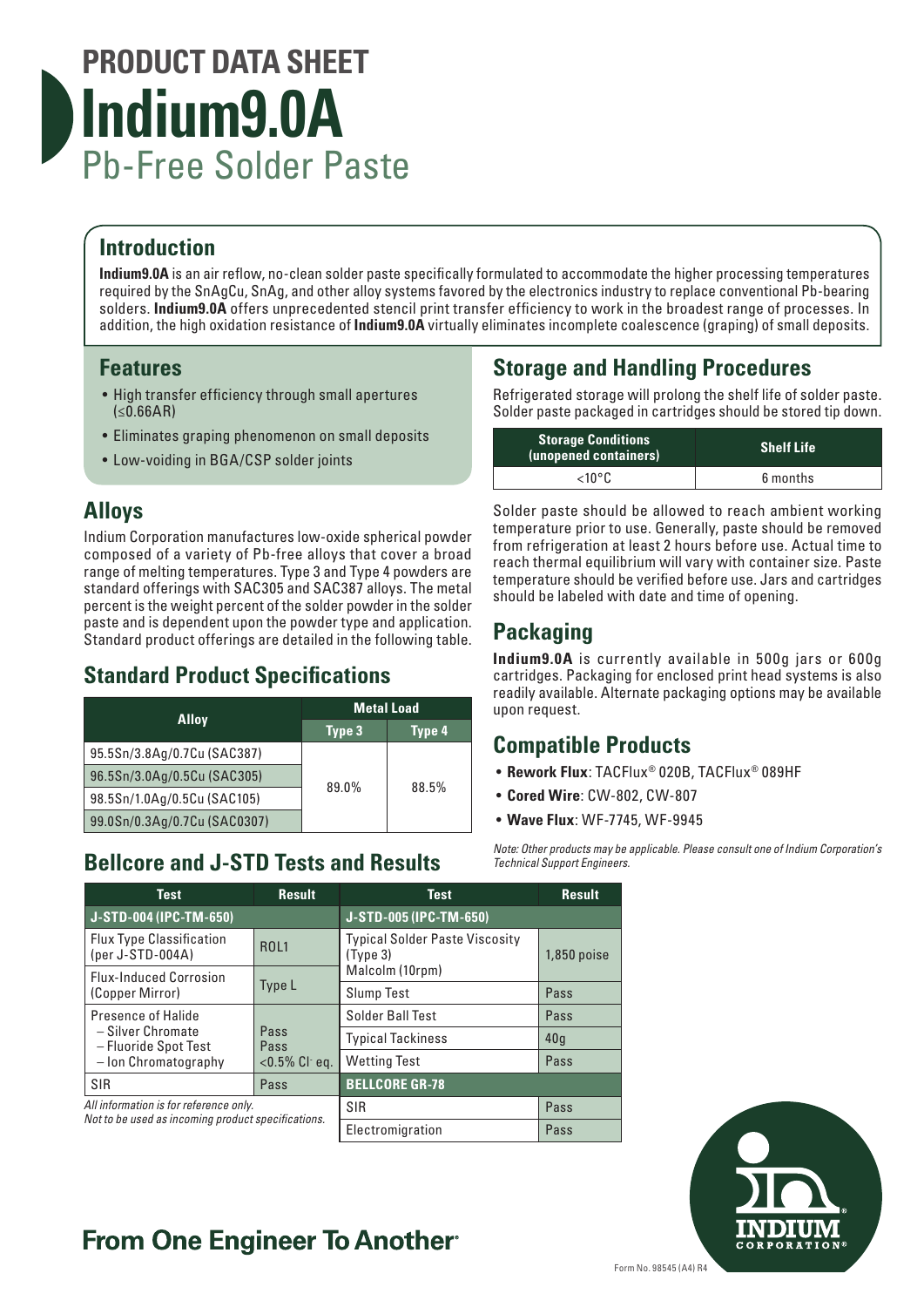# PRODUCT DATA SHEET
# Indium9.0A
## Pb-Free Solder Paste

## Introduction

**Indium9.0A** is an air reflow, no-clean solder paste specifically formulated to accommodate the higher processing temperatures required by the SnAgCu, SnAg, and other alloy systems favored by the electronics industry to replace conventional Pb-bearing solders. **Indium9.0A** offers unprecedented stencil print transfer efficiency to work in the broadest range of processes. In addition, the high oxidation resistance of **Indium9.0A** virtually eliminates incomplete coalescence (graping) of small deposits.

## Features

- High transfer efficiency through small apertures (≤0.66AR)
- Eliminates graping phenomenon on small deposits
- Low-voiding in BGA/CSP solder joints

## Alloys

Indium Corporation manufactures low-oxide spherical powder composed of a variety of Pb-free alloys that cover a broad range of melting temperatures. Type 3 and Type 4 powders are standard offerings with SAC305 and SAC387 alloys. The metal percent is the weight percent of the solder powder in the solder paste and is dependent upon the powder type and application. Standard product offerings are detailed in the following table.

## Standard Product Specifications

| Alloy | Metal Load | |
|---|---|---|
| | Type 3 | Type 4 |
| 95.5Sn/3.8Ag/0.7Cu (SAC387) | 89.0% | 88.5% |
| 96.5Sn/3.0Ag/0.5Cu (SAC305) | | |
| 98.5Sn/1.0Ag/0.5Cu (SAC105) | | |
| 99.0Sn/0.3Ag/0.7Cu (SAC0307) | | |

## Storage and Handling Procedures

Refrigerated storage will prolong the shelf life of solder paste. Solder paste packaged in cartridges should be stored tip down.

| Storage Conditions (unopened containers) | Shelf Life |
|---|---|
| <10°C | 6 months |

Solder paste should be allowed to reach ambient working temperature prior to use. Generally, paste should be removed from refrigeration at least 2 hours before use. Actual time to reach thermal equilibrium will vary with container size. Paste temperature should be verified before use. Jars and cartridges should be labeled with date and time of opening.

## Packaging

**Indium9.0A** is currently available in 500g jars or 600g cartridges. Packaging for enclosed print head systems is also readily available. Alternate packaging options may be available upon request.

## Compatible Products

- **Rework Flux**: TACFlux® 020B, TACFlux® 089HF
- **Cored Wire**: CW-802, CW-807
- **Wave Flux**: WF-7745, WF-9945

*Note: Other products may be applicable. Please consult one of Indium Corporation's Technical Support Engineers.*

## Bellcore and J-STD Tests and Results

| Test | Result |
|---|---|
| **J-STD-004 (IPC-TM-650)** | |
| Flux Type Classification (per J-STD-004A) | ROL1 |
| Flux-Induced Corrosion (Copper Mirror) | Type L |
| Presence of Halide – Silver Chromate – Fluoride Spot Test – Ion Chromatography | Pass Pass <0.5% $Cl^-$ eq. |
| SIR | Pass |

| Test | Result |
|---|---|
| **J-STD-005 (IPC-TM-650)** | |
| Typical Solder Paste Viscosity (Type 3) Malcolm (10rpm) | 1,850 poise |
| Slump Test | Pass |
| Solder Ball Test | Pass |
| Typical Tackiness | 40g |
| Wetting Test | Pass |
| **BELLCORE GR-78** | |
| SIR | Pass |
| Electromigration | Pass |

*All information is for reference only. Not to be used as incoming product specifications.*

**From One Engineer To Another®**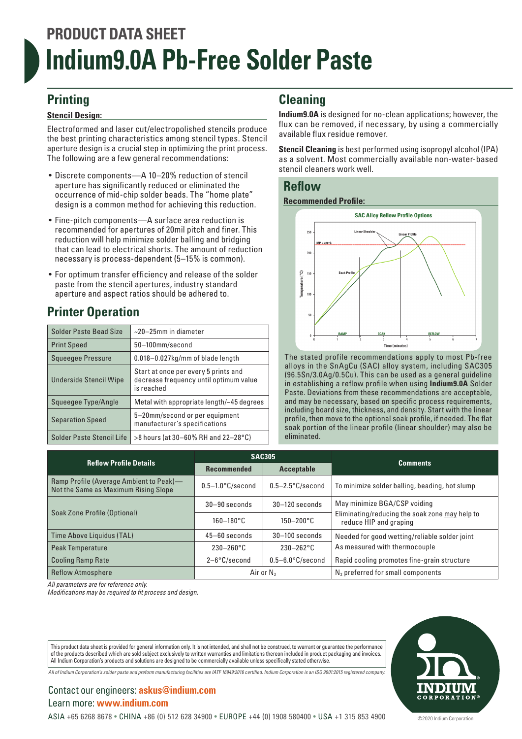# PRODUCT DATA SHEET
# Indium9.0A Pb-Free Solder Paste

## Printing

**Stencil Design:**

Electroformed and laser cut/electropolished stencils produce the best printing characteristics among stencil types. Stencil aperture design is a crucial step in optimizing the print process. The following are a few general recommendations:

- Discrete components—A 10–20% reduction of stencil aperture has significantly reduced or eliminated the occurrence of mid-chip solder beads. The "home plate" design is a common method for achieving this reduction.
- Fine-pitch components—A surface area reduction is recommended for apertures of 20mil pitch and finer. This reduction will help minimize solder balling and bridging that can lead to electrical shorts. The amount of reduction necessary is process-dependent (5–15% is common).
- For optimum transfer efficiency and release of the solder paste from the stencil apertures, industry standard aperture and aspect ratios should be adhered to.

## Printer Operation

| | |
|---|---|
| Solder Paste Bead Size | ~20–25mm in diameter |
| Print Speed | 50–100mm/second |
| Squeegee Pressure | 0.018–0.027kg/mm of blade length |
| Underside Stencil Wipe | Start at once per every 5 prints and decrease frequency until optimum value is reached |
| Squeegee Type/Angle | Metal with appropriate length/~45 degrees |
| Separation Speed | 5–20mm/second or per equipment manufacturer's specifications |
| Solder Paste Stencil Life | >8 hours (at 30–60% RH and 22–28°C) |

## Cleaning

**Indium9.0A** is designed for no-clean applications; however, the flux can be removed, if necessary, by using a commercially available flux residue remover.

**Stencil Cleaning** is best performed using isopropyl alcohol (IPA) as a solvent. Most commercially available non-water-based stencil cleaners work well.

## Reflow

**Recommended Profile:**

SAC Alloy Reflow Profile Options

Linear Shoulder
Linear Profile
MP = 220°C
Soak Profile
Temperature (°C)
250
200
150
100
50
0
RAMP
SOAK
REFLOW
0 1 2 3 4 5 6 7
Time (minutes)

The stated profile recommendations apply to most Pb-free alloys in the SnAgCu (SAC) alloy system, including SAC305 (96.5Sn/3.0Ag/0.5Cu). This can be used as a general guideline in establishing a reflow profile when using **Indium9.0A** Solder Paste. Deviations from these recommendations are acceptable, and may be necessary, based on specific process requirements, including board size, thickness, and density. Start with the linear profile, then move to the optional soak profile, if needed. The flat soak portion of the linear profile (linear shoulder) may also be eliminated.

| Reflow Profile Details | SAC305 | | Comments |
|---|---|---|---|
| | Recommended | Acceptable | |
| Ramp Profile (Average Ambient to Peak)—Not the Same as Maximum Rising Slope | 0.5–1.0°C/second | 0.5–2.5°C/second | To minimize solder balling, beading, hot slump |
| Soak Zone Profile (Optional) | 30–90 seconds | 30–120 seconds | May minimize BGA/CSP voiding |
| | 160–180°C | 150–200°C | Eliminating/reducing the soak zone *may* help to reduce HIP and graping |
| Time Above Liquidus (TAL) | 45–60 seconds | 30–100 seconds | Needed for good wetting/reliable solder joint |
| Peak Temperature | 230–260°C | 230–262°C | As measured with thermocouple |
| Cooling Ramp Rate | 2–6°C/second | 0.5–6.0°C/second | Rapid cooling promotes fine-grain structure |
| Reflow Atmosphere | Air or $N_2$ | | $N_2$ preferred for small components |

*All parameters are for reference only.*
*Modifications may be required to fit process and design.*

This product data sheet is provided for general information only. It is not intended, and shall not be construed, to warrant or guarantee the performance of the products described which are sold subject exclusively to written warranties and limitations thereon included in product packaging and invoices. All Indium Corporation's products and solutions are designed to be commercially available unless specifically stated otherwise.

*All of Indium Corporation's solder paste and preform manufacturing facilities are IATF 16949:2016 certified. Indium Corporation is an ISO 9001:2015 registered company.*

Contact our engineers: **askus@indium.com**
Learn more: **www.indium.com**

ASIA +65 6268 8678 • CHINA +86 (0) 512 628 34900 • EUROPE +44 (0) 1908 580400 • USA +1 315 853 4900

INDIUM CORPORATION®

©2020 Indium Corporation